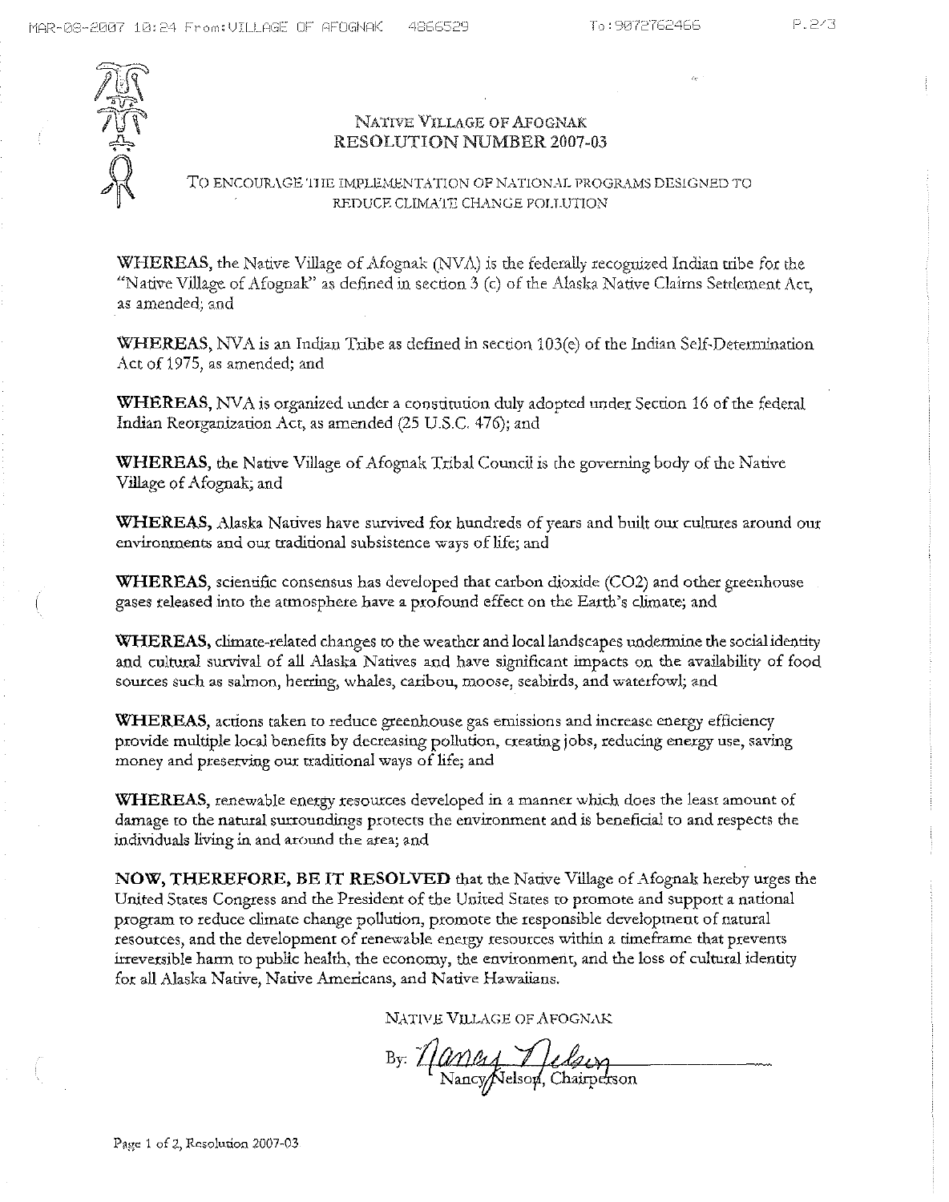# NATIVE VILLAGE OF AFOGNAK
## RESOLUTION NUMBER 2007-03

TO ENCOURAGE THE IMPLEMENTATION OF NATIONAL PROGRAMS DESIGNED TO REDUCE CLIMATE CHANGE POLLUTION

**WHEREAS,** the Native Village of Afognak (NVA) is the federally recognized Indian tribe for the "Native Village of Afognak" as defined in section 3 (c) of the Alaska Native Claims Settlement Act, as amended; and

**WHEREAS,** NVA is an Indian Tribe as defined in section 103(e) of the Indian Self-Determination Act of 1975, as amended; and

**WHEREAS,** NVA is organized under a constitution duly adopted under Section 16 of the federal Indian Reorganization Act, as amended (25 U.S.C. 476); and

**WHEREAS,** the Native Village of Afognak Tribal Council is the governing body of the Native Village of Afognak; and

**WHEREAS,** Alaska Natives have survived for hundreds of years and built our cultures around our environments and our traditional subsistence ways of life; and

**WHEREAS,** scientific consensus has developed that carbon dioxide ($CO_2$) and other greenhouse gases released into the atmosphere have a profound effect on the Earth's climate; and

**WHEREAS,** climate-related changes to the weather and local landscapes undermine the social identity and cultural survival of all Alaska Natives and have significant impacts on the availability of food sources such as salmon, herring, whales, caribou, moose, seabirds, and waterfowl; and

**WHEREAS,** actions taken to reduce greenhouse gas emissions and increase energy efficiency provide multiple local benefits by decreasing pollution, creating jobs, reducing energy use, saving money and preserving our traditional ways of life; and

**WHEREAS,** renewable energy resources developed in a manner which does the least amount of damage to the natural surroundings protects the environment and is beneficial to and respects the individuals living in and around the area; and

**NOW, THEREFORE, BE IT RESOLVED** that the Native Village of Afognak hereby urges the United States Congress and the President of the United States to promote and support a national program to reduce climate change pollution, promote the responsible development of natural resources, and the development of renewable energy resources within a timeframe that prevents irreversible harm to public health, the economy, the environment, and the loss of cultural identity for all Alaska Native, Native Americans, and Native Hawaiians.

NATIVE VILLAGE OF AFOGNAK

By: Nancy Nelson, Chairperson

Page 1 of 2, Resolution 2007-03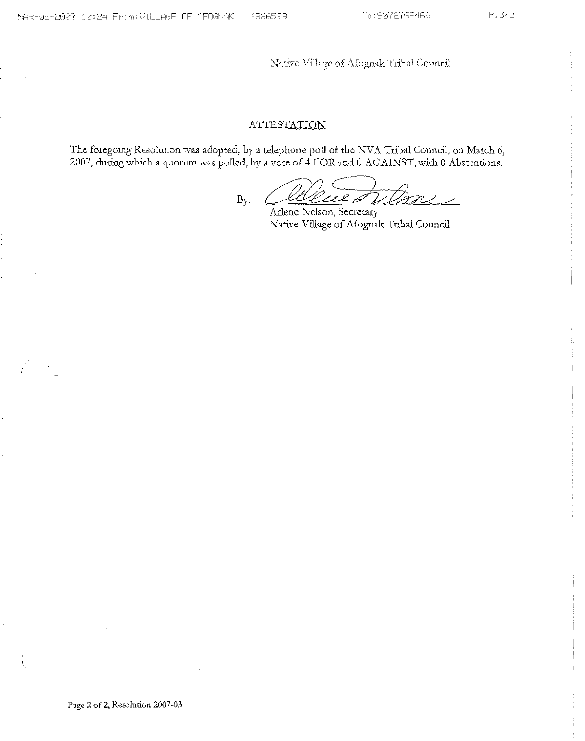Native Village of Afognak Tribal Council

## ATTESTATION

The foregoing Resolution was adopted, by a telephone poll of the NVA Tribal Council, on March 6, 2007, during which a quorum was polled, by a vote of 4 FOR and 0 AGAINST, with 0 Abstentions.

By: ______________________

Arlene Nelson, Secretary
Native Village of Afognak Tribal Council

Page 2 of 2, Resolution 2007-03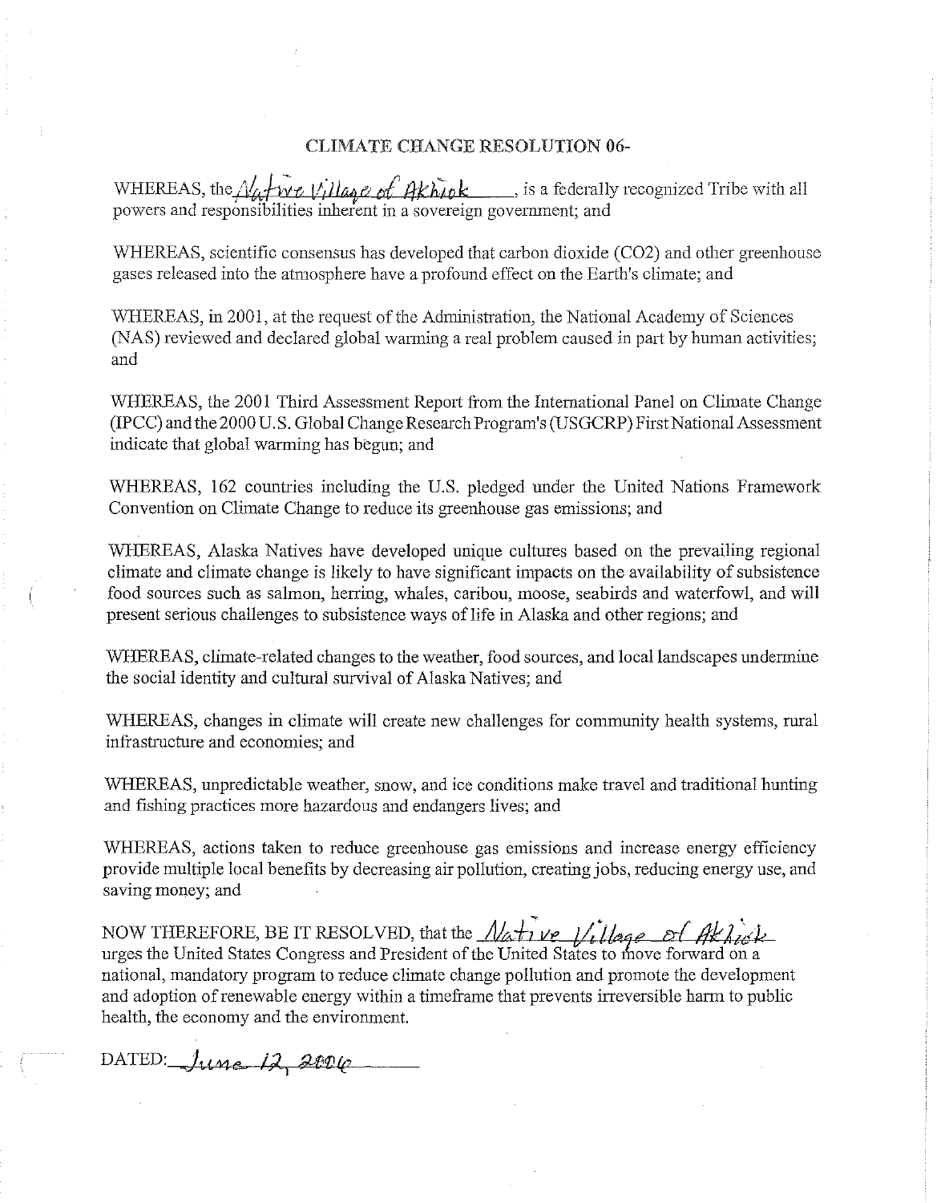# CLIMATE CHANGE RESOLUTION 06-

WHEREAS, the Native Village of Akhiok, is a federally recognized Tribe with all powers and responsibilities inherent in a sovereign government; and

WHEREAS, scientific consensus has developed that carbon dioxide ($CO_2$) and other greenhouse gases released into the atmosphere have a profound effect on the Earth's climate; and

WHEREAS, in 2001, at the request of the Administration, the National Academy of Sciences (NAS) reviewed and declared global warming a real problem caused in part by human activities; and

WHEREAS, the 2001 Third Assessment Report from the International Panel on Climate Change (IPCC) and the 2000 U.S. Global Change Research Program's (USGCRP) First National Assessment indicate that global warming has begun; and

WHEREAS, 162 countries including the U.S. pledged under the United Nations Framework Convention on Climate Change to reduce its greenhouse gas emissions; and

WHEREAS, Alaska Natives have developed unique cultures based on the prevailing regional climate and climate change is likely to have significant impacts on the availability of subsistence food sources such as salmon, herring, whales, caribou, moose, seabirds and waterfowl, and will present serious challenges to subsistence ways of life in Alaska and other regions; and

WHEREAS, climate-related changes to the weather, food sources, and local landscapes undermine the social identity and cultural survival of Alaska Natives; and

WHEREAS, changes in climate will create new challenges for community health systems, rural infrastructure and economies; and

WHEREAS, unpredictable weather, snow, and ice conditions make travel and traditional hunting and fishing practices more hazardous and endangers lives; and

WHEREAS, actions taken to reduce greenhouse gas emissions and increase energy efficiency provide multiple local benefits by decreasing air pollution, creating jobs, reducing energy use, and saving money; and

NOW THEREFORE, BE IT RESOLVED, that the Native Village of Akhiok urges the United States Congress and President of the United States to move forward on a national, mandatory program to reduce climate change pollution and promote the development and adoption of renewable energy within a timeframe that prevents irreversible harm to public health, the economy and the environment.

DATED: June 12, 2006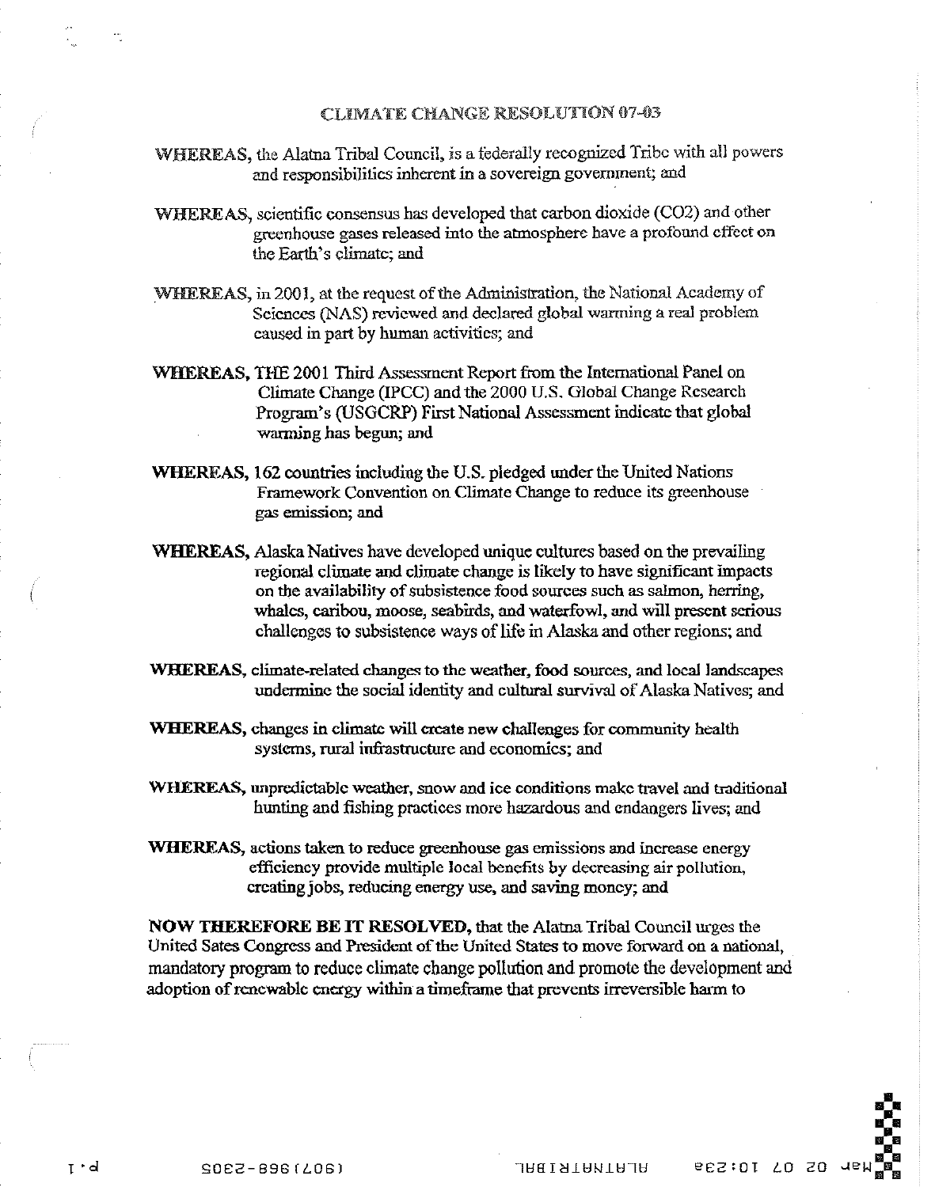# CLIMATE CHANGE RESOLUTION 07-03

**WHEREAS,** the Alatna Tribal Council, is a federally recognized Tribe with all powers and responsibilities inherent in a sovereign government; and

**WHEREAS,** scientific consensus has developed that carbon dioxide (CO2) and other greenhouse gases released into the atmosphere have a profound effect on the Earth's climate; and

**WHEREAS,** in 2001, at the request of the Administration, the National Academy of Sciences (NAS) reviewed and declared global warming a real problem caused in part by human activities; and

**WHEREAS,** THE 2001 Third Assessment Report from the International Panel on Climate Change (IPCC) and the 2000 U.S. Global Change Research Program's (USGCRP) First National Assessment indicate that global warming has begun; and

**WHEREAS,** 162 countries including the U.S. pledged under the United Nations Framework Convention on Climate Change to reduce its greenhouse gas emission; and

**WHEREAS,** Alaska Natives have developed unique cultures based on the prevailing regional climate and climate change is likely to have significant impacts on the availability of subsistence food sources such as salmon, herring, whales, caribou, moose, seabirds, and waterfowl, and will present serious challenges to subsistence ways of life in Alaska and other regions; and

**WHEREAS,** climate-related changes to the weather, food sources, and local landscapes undermine the social identity and cultural survival of Alaska Natives; and

**WHEREAS,** changes in climate will create new challenges for community health systems, rural infrastructure and economics; and

**WHEREAS,** unpredictable weather, snow and ice conditions make travel and traditional hunting and fishing practices more hazardous and endangers lives; and

**WHEREAS,** actions taken to reduce greenhouse gas emissions and increase energy efficiency provide multiple local benefits by decreasing air pollution, creating jobs, reducing energy use, and saving money; and

**NOW THEREFORE BE IT RESOLVED,** that the Alatna Tribal Council urges the United Sates Congress and President of the United States to move forward on a national, mandatory program to reduce climate change pollution and promote the development and adoption of renewable energy within a timeframe that prevents irreversible harm to

Mar 02 07 10:29a ALATNATRIBAL (907)968-2305 p.1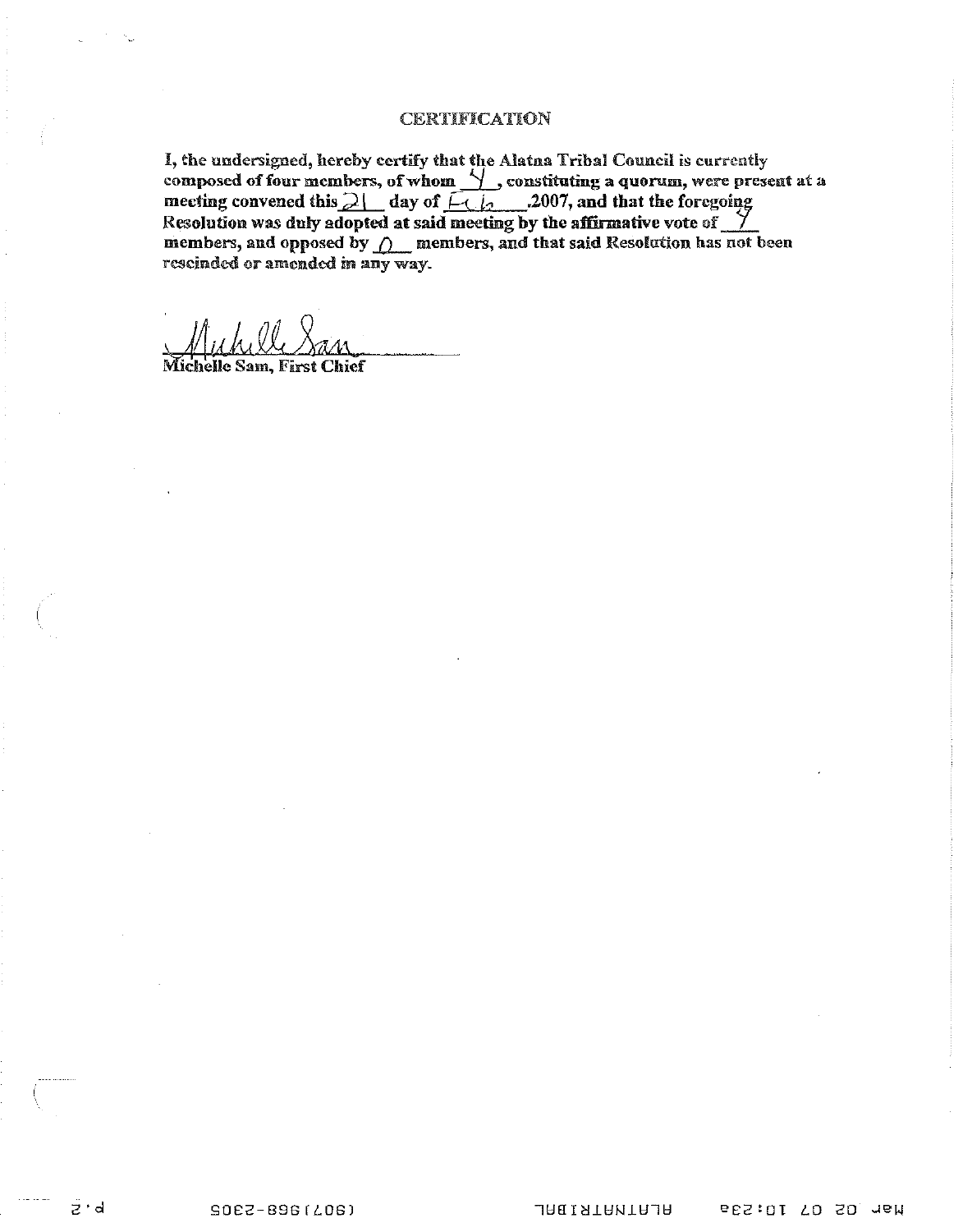## CERTIFICATION

**I, the undersigned, hereby certify that the Alatna Tribal Council is currently composed of four members, of whom 4, constituting a quorum, were present at a meeting convened this 21 day of Feb, 2007, and that the foregoing Resolution was duly adopted at said meeting by the affirmative vote of 4 members, and opposed by 0 members, and that said Resolution has not been rescinded or amended in any way.**

Michelle Sam

**Michelle Sam, First Chief**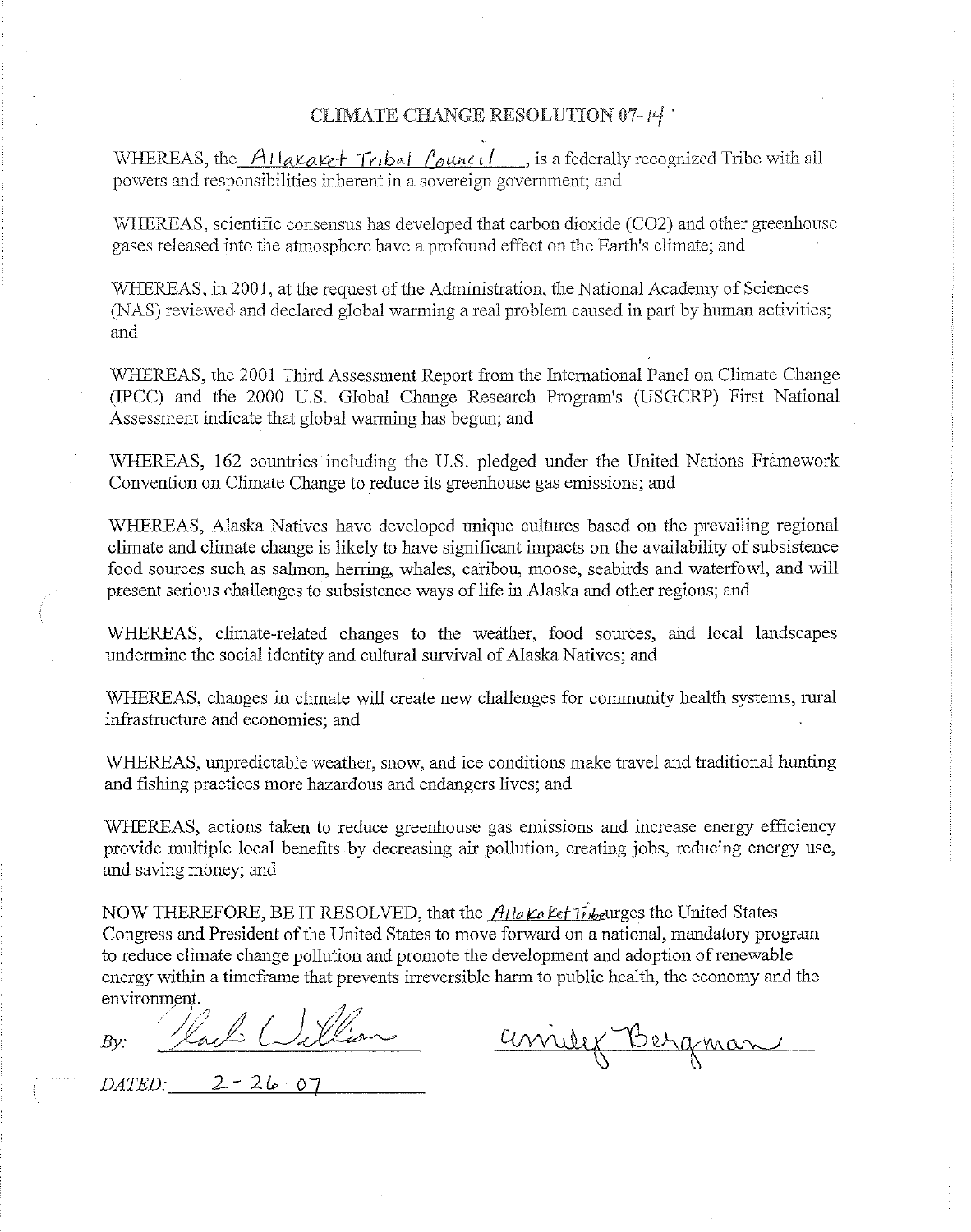# CLIMATE CHANGE RESOLUTION 07-14

WHEREAS, the Allakaket Tribal Council, is a federally recognized Tribe with all powers and responsibilities inherent in a sovereign government; and

WHEREAS, scientific consensus has developed that carbon dioxide ($CO_2$) and other greenhouse gases released into the atmosphere have a profound effect on the Earth's climate; and

WHEREAS, in 2001, at the request of the Administration, the National Academy of Sciences (NAS) reviewed and declared global warming a real problem caused in part by human activities; and

WHEREAS, the 2001 Third Assessment Report from the International Panel on Climate Change (IPCC) and the 2000 U.S. Global Change Research Program's (USGCRP) First National Assessment indicate that global warming has begun; and

WHEREAS, 162 countries including the U.S. pledged under the United Nations Framework Convention on Climate Change to reduce its greenhouse gas emissions; and

WHEREAS, Alaska Natives have developed unique cultures based on the prevailing regional climate and climate change is likely to have significant impacts on the availability of subsistence food sources such as salmon, herring, whales, caribou, moose, seabirds and waterfowl, and will present serious challenges to subsistence ways of life in Alaska and other regions; and

WHEREAS, climate-related changes to the weather, food sources, and local landscapes undermine the social identity and cultural survival of Alaska Natives; and

WHEREAS, changes in climate will create new challenges for community health systems, rural infrastructure and economies; and

WHEREAS, unpredictable weather, snow, and ice conditions make travel and traditional hunting and fishing practices more hazardous and endangers lives; and

WHEREAS, actions taken to reduce greenhouse gas emissions and increase energy efficiency provide multiple local benefits by decreasing air pollution, creating jobs, reducing energy use, and saving money; and

NOW THEREFORE, BE IT RESOLVED, that the Allakaket Tribe urges the United States Congress and President of the United States to move forward on a national, mandatory program to reduce climate change pollution and promote the development and adoption of renewable energy within a timeframe that prevents irreversible harm to public health, the economy and the environment.

*By:* [signature] [signature: Cindy Bergman]

*DATED:* 2-26-07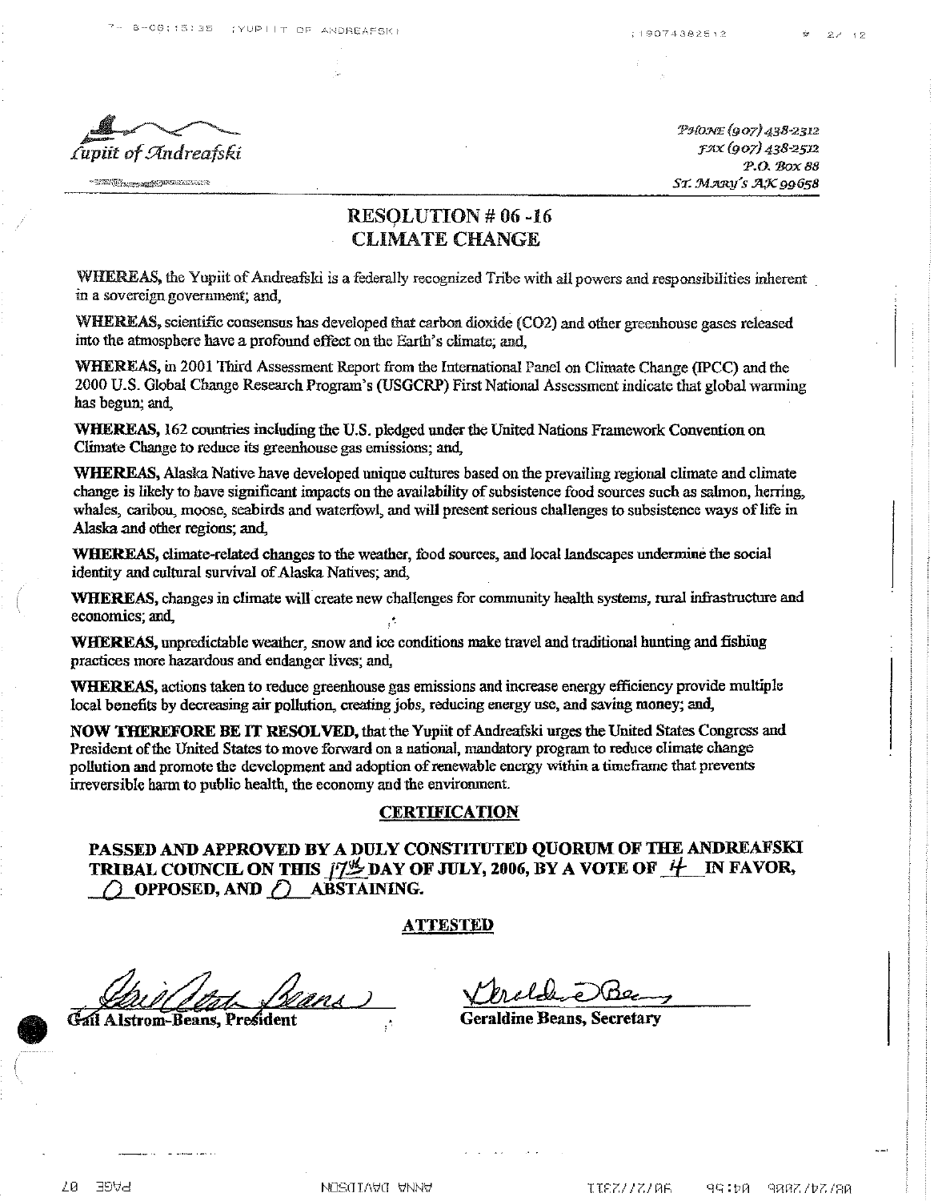Yupiit of Andreafski

PHONE (907) 438-2312
FAX (907) 438-2512
P.O. Box 88
ST. MARY'S AK 99658

# RESOLUTION # 06 -16
# CLIMATE CHANGE

**WHEREAS,** the Yupiit of Andreafski is a federally recognized Tribe with all powers and responsibilities inherent in a sovereign government; and,

**WHEREAS,** scientific consensus has developed that carbon dioxide ($CO_2$) and other greenhouse gases released into the atmosphere have a profound effect on the Earth's climate; and,

**WHEREAS,** in 2001 Third Assessment Report from the International Panel on Climate Change (IPCC) and the 2000 U.S. Global Change Research Program's (USGCRP) First National Assessment indicate that global warming has begun; and,

**WHEREAS,** 162 countries including the U.S. pledged under the United Nations Framework Convention on Climate Change to reduce its greenhouse gas emissions; and,

**WHEREAS,** Alaska Native have developed unique cultures based on the prevailing regional climate and climate change is likely to have significant impacts on the availability of subsistence food sources such as salmon, herring, whales, caribou, moose, seabirds and waterfowl, and will present serious challenges to subsistence ways of life in Alaska and other regions; and,

**WHEREAS,** climate-related changes to the weather, food sources, and local landscapes undermine the social identity and cultural survival of Alaska Natives; and,

**WHEREAS,** changes in climate will create new challenges for community health systems, rural infrastructure and economics; and,

**WHEREAS,** unpredictable weather, snow and ice conditions make travel and traditional hunting and fishing practices more hazardous and endanger lives; and,

**WHEREAS,** actions taken to reduce greenhouse gas emissions and increase energy efficiency provide multiple local benefits by decreasing air pollution, creating jobs, reducing energy use, and saving money; and,

**NOW THEREFORE BE IT RESOLVED,** that the Yupiit of Andreafski urges the United States Congress and President of the United States to move forward on a national, mandatory program to reduce climate change pollution and promote the development and adoption of renewable energy within a timeframe that prevents irreversible harm to public health, the economy and the environment.

## CERTIFICATION

**PASSED AND APPROVED BY A DULY CONSTITUTED QUORUM OF THE ANDREAFSKI TRIBAL COUNCIL ON THIS 17th DAY OF JULY, 2006, BY A VOTE OF 4 IN FAVOR, 0 OPPOSED, AND 0 ABSTAINING.**

## ATTESTED

**Gail Alstrom-Beans, President**

**Geraldine Beans, Secretary**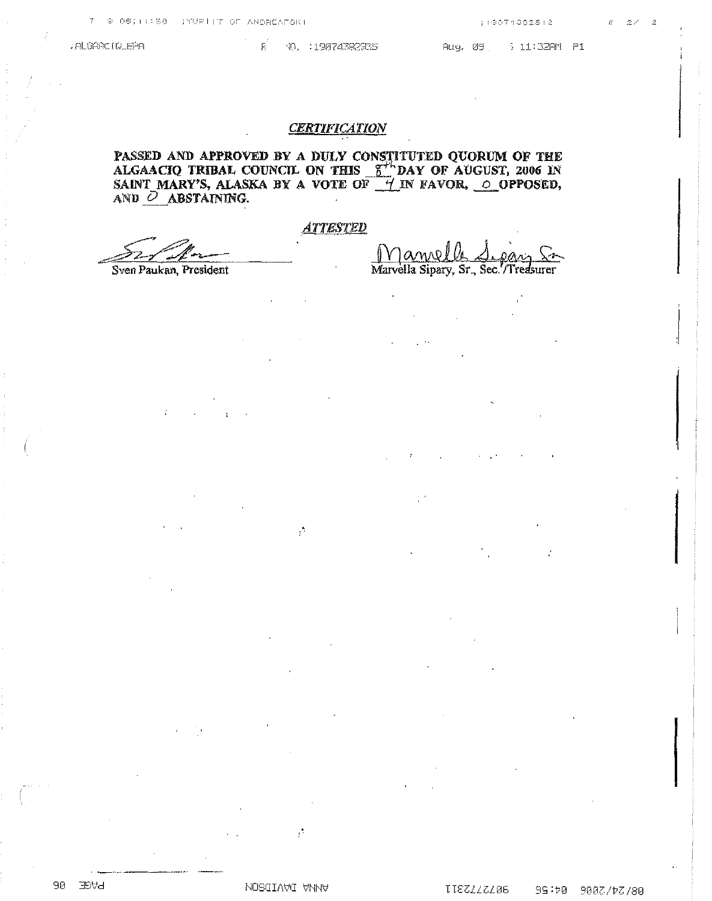## *CERTIFICATION*

**PASSED AND APPROVED BY A DULY CONSTITUTED QUORUM OF THE ALGAACIQ TRIBAL COUNCIL ON THIS 8th DAY OF AUGUST, 2006 IN SAINT MARY'S, ALASKA BY A VOTE OF 4 IN FAVOR, 0 OPPOSED, AND 0 ABSTAINING.**

***ATTESTED***

Sven Paukan, President

Marvella Sipary, Sr., Sec./Treasurer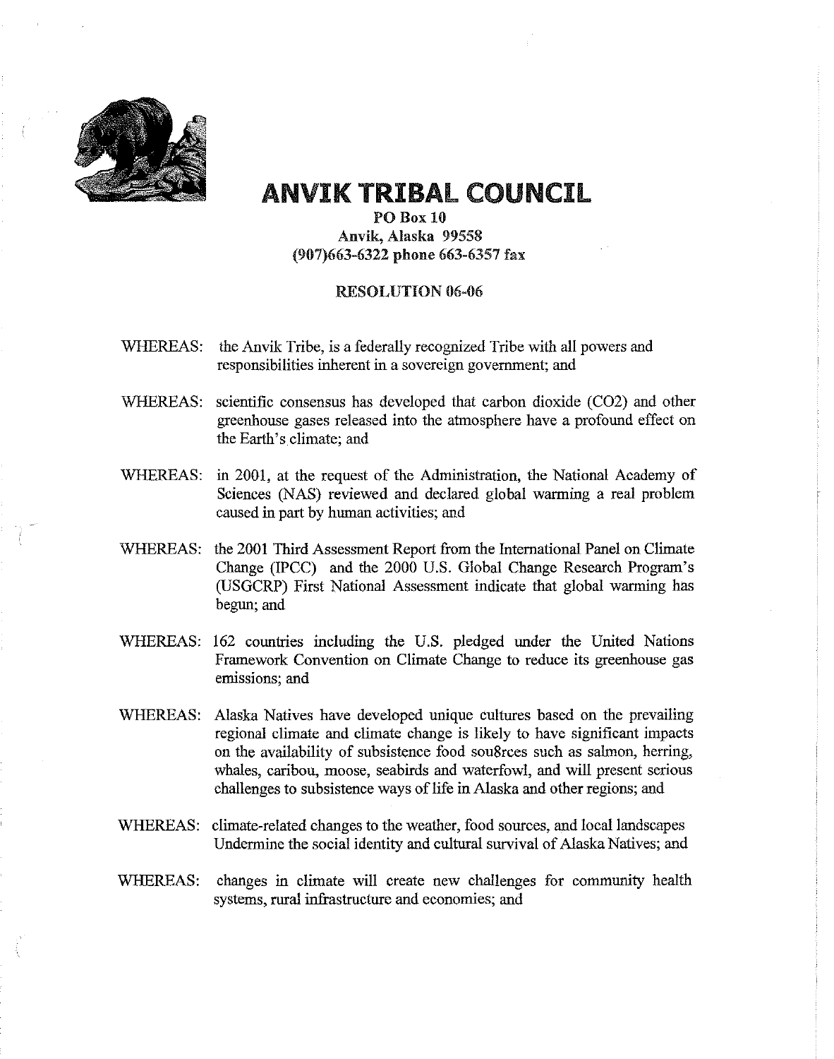# ANVIK TRIBAL COUNCIL

**PO Box 10**
**Anvik, Alaska 99558**
**(907)663-6322 phone 663-6357 fax**

**RESOLUTION 06-06**

WHEREAS: the Anvik Tribe, is a federally recognized Tribe with all powers and responsibilities inherent in a sovereign government; and

WHEREAS: scientific consensus has developed that carbon dioxide (CO2) and other greenhouse gases released into the atmosphere have a profound effect on the Earth's climate; and

WHEREAS: in 2001, at the request of the Administration, the National Academy of Sciences (NAS) reviewed and declared global warming a real problem caused in part by human activities; and

WHEREAS: the 2001 Third Assessment Report from the International Panel on Climate Change (IPCC) and the 2000 U.S. Global Change Research Program's (USGCRP) First National Assessment indicate that global warming has begun; and

WHEREAS: 162 countries including the U.S. pledged under the United Nations Framework Convention on Climate Change to reduce its greenhouse gas emissions; and

WHEREAS: Alaska Natives have developed unique cultures based on the prevailing regional climate and climate change is likely to have significant impacts on the availability of subsistence food sou8rces such as salmon, herring, whales, caribou, moose, seabirds and waterfowl, and will present serious challenges to subsistence ways of life in Alaska and other regions; and

WHEREAS: climate-related changes to the weather, food sources, and local landscapes Undermine the social identity and cultural survival of Alaska Natives; and

WHEREAS: changes in climate will create new challenges for community health systems, rural infrastructure and economies; and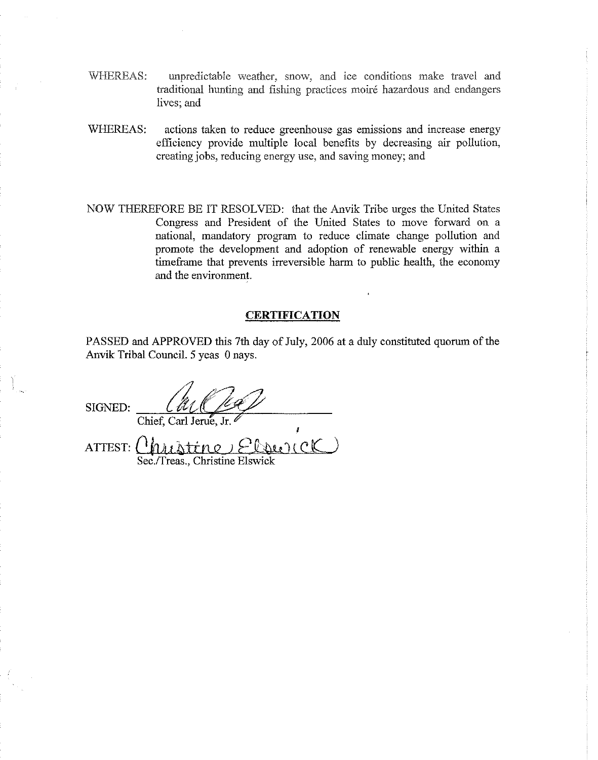WHEREAS: unpredictable weather, snow, and ice conditions make travel and traditional hunting and fishing practices moiré hazardous and endangers lives; and

WHEREAS: actions taken to reduce greenhouse gas emissions and increase energy efficiency provide multiple local benefits by decreasing air pollution, creating jobs, reducing energy use, and saving money; and

NOW THEREFORE BE IT RESOLVED: that the Anvik Tribe urges the United States Congress and President of the United States to move forward on a national, mandatory program to reduce climate change pollution and promote the development and adoption of renewable energy within a timeframe that prevents irreversible harm to public health, the economy and the environment.

## CERTIFICATION

PASSED and APPROVED this 7th day of July, 2006 at a duly constituted quorum of the Anvik Tribal Council. 5 yeas 0 nays.

SIGNED: ______________________
Chief, Carl Jerue, Jr.

ATTEST: Christine Elswick
Sec./Treas., Christine Elswick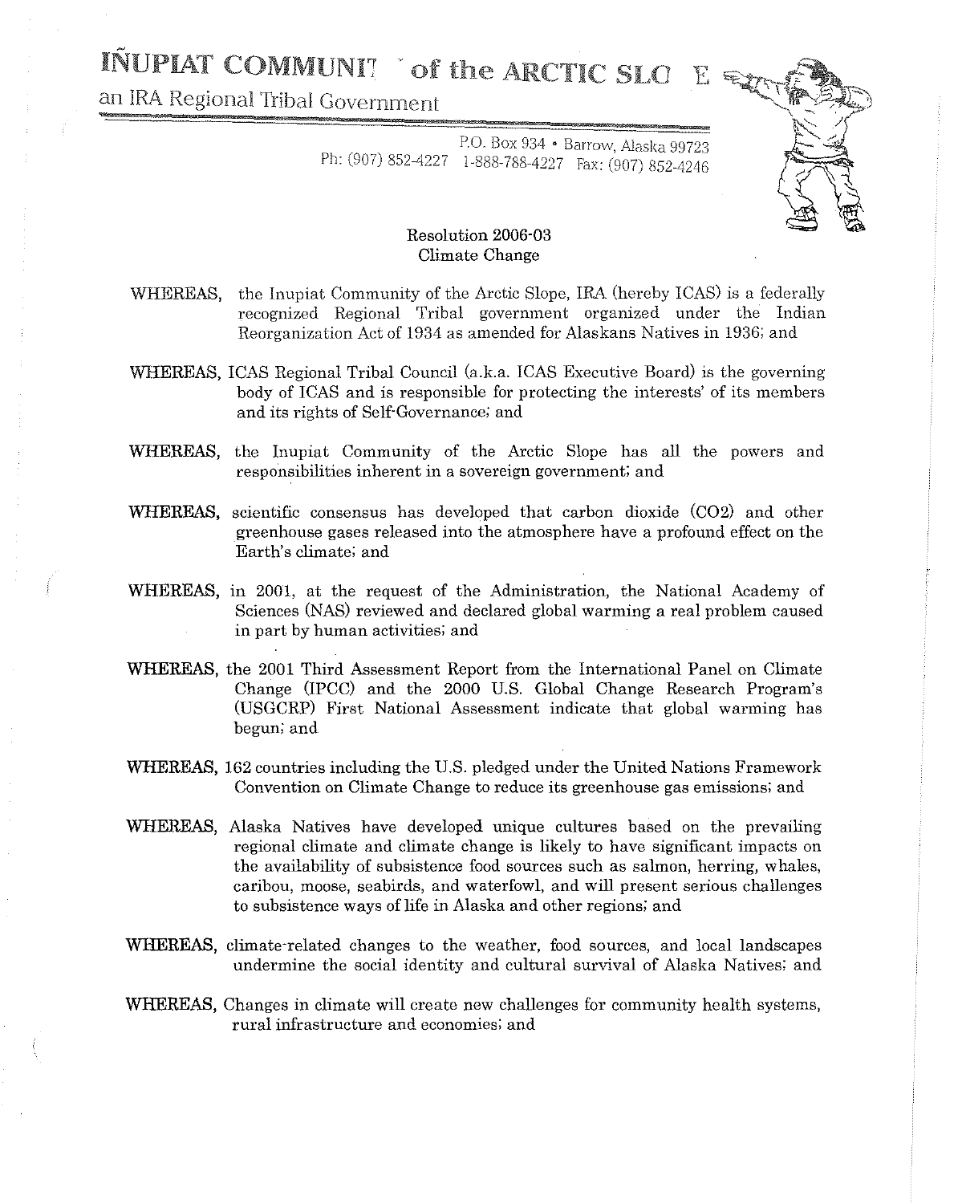# IÑUPIAT COMMUNIT of the ARCTIC SLO E

an IRA Regional Tribal Government

P.O. Box 934 • Barrow, Alaska 99723
Ph: (907) 852-4227 1-888-788-4227 Fax: (907) 852-4246

## Resolution 2006-03
## Climate Change

**WHEREAS,** the Inupiat Community of the Arctic Slope, IRA (hereby ICAS) is a federally recognized Regional Tribal government organized under the Indian Reorganization Act of 1934 as amended for Alaskans Natives in 1936; and

**WHEREAS,** ICAS Regional Tribal Council (a.k.a. ICAS Executive Board) is the governing body of ICAS and is responsible for protecting the interests' of its members and its rights of Self-Governance; and

**WHEREAS,** the Inupiat Community of the Arctic Slope has all the powers and responsibilities inherent in a sovereign government; and

**WHEREAS,** scientific consensus has developed that carbon dioxide ($CO_2$) and other greenhouse gases released into the atmosphere have a profound effect on the Earth's climate; and

**WHEREAS,** in 2001, at the request of the Administration, the National Academy of Sciences (NAS) reviewed and declared global warming a real problem caused in part by human activities; and

**WHEREAS,** the 2001 Third Assessment Report from the International Panel on Climate Change (IPCC) and the 2000 U.S. Global Change Research Program's (USGCRP) First National Assessment indicate that global warming has begun; and

**WHEREAS,** 162 countries including the U.S. pledged under the United Nations Framework Convention on Climate Change to reduce its greenhouse gas emissions; and

**WHEREAS,** Alaska Natives have developed unique cultures based on the prevailing regional climate and climate change is likely to have significant impacts on the availability of subsistence food sources such as salmon, herring, whales, caribou, moose, seabirds, and waterfowl, and will present serious challenges to subsistence ways of life in Alaska and other regions; and

**WHEREAS,** climate-related changes to the weather, food sources, and local landscapes undermine the social identity and cultural survival of Alaska Natives; and

**WHEREAS,** Changes in climate will create new challenges for community health systems, rural infrastructure and economies; and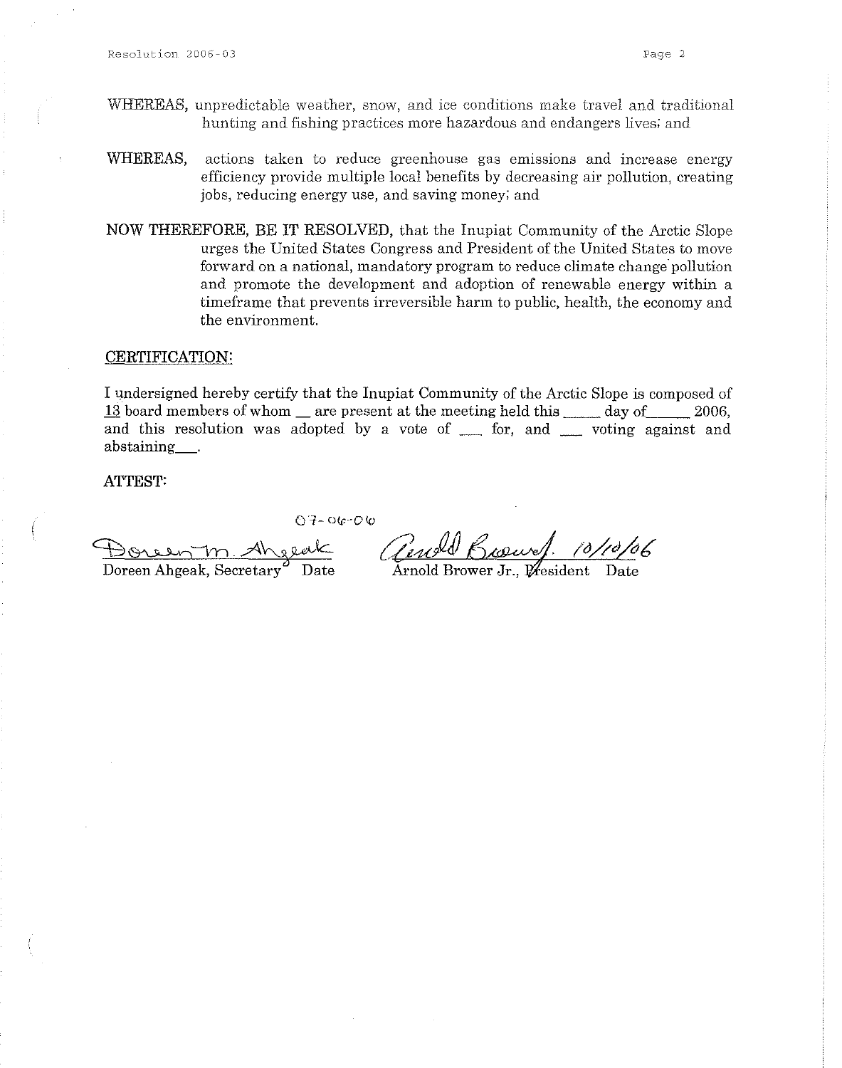WHEREAS, unpredictable weather, snow, and ice conditions make travel and traditional hunting and fishing practices more hazardous and endangers lives; and

WHEREAS, actions taken to reduce greenhouse gas emissions and increase energy efficiency provide multiple local benefits by decreasing air pollution, creating jobs, reducing energy use, and saving money; and

NOW THEREFORE, BE IT RESOLVED, that the Inupiat Community of the Arctic Slope urges the United States Congress and President of the United States to move forward on a national, mandatory program to reduce climate change pollution and promote the development and adoption of renewable energy within a timeframe that prevents irreversible harm to public, health, the economy and the environment.

CERTIFICATION:

I undersigned hereby certify that the Inupiat Community of the Arctic Slope is composed of 13 board members of whom __ are present at the meeting held this _____ day of______ 2006, and this resolution was adopted by a vote of ___ for, and ___ voting against and abstaining___.

ATTEST:

07-06-06

Doreen Ahgeak, Secretary Date

10/10/06

Arnold Brower Jr., President Date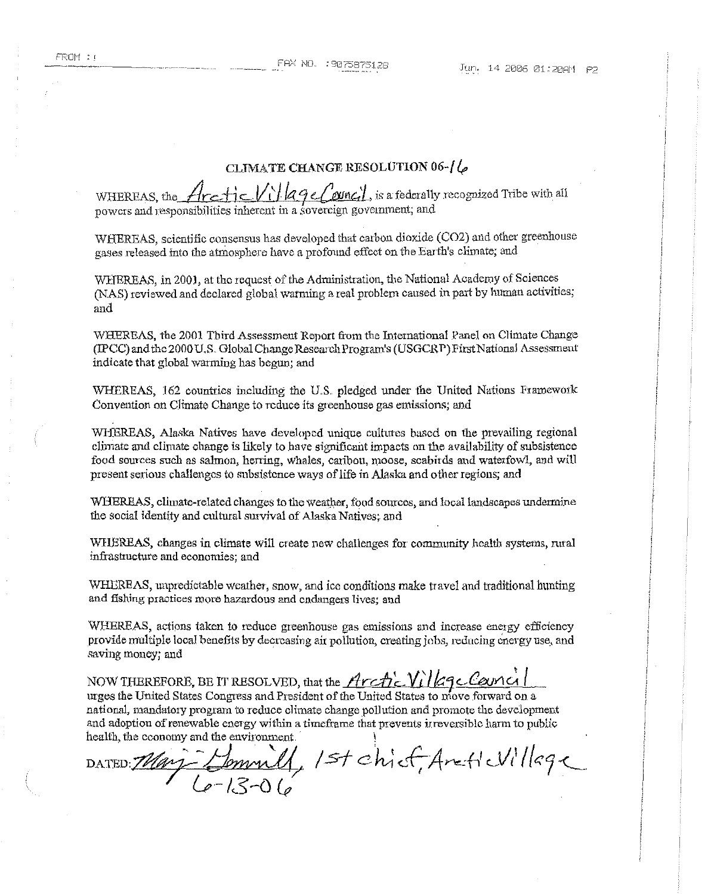# CLIMATE CHANGE RESOLUTION 06-16

WHEREAS, the Arctic Village Council, is a federally recognized Tribe with all powers and responsibilities inherent in a sovereign government; and

WHEREAS, scientific consensus has developed that carbon dioxide ($CO_2$) and other greenhouse gases released into the atmosphere have a profound effect on the Earth's climate; and

WHEREAS, in 2001, at the request of the Administration, the National Academy of Sciences (NAS) reviewed and declared global warming a real problem caused in part by human activities; and

WHEREAS, the 2001 Third Assessment Report from the International Panel on Climate Change (IPCC) and the 2000 U.S. Global Change Research Program's (USGCRP) First National Assessment indicate that global warming has begun; and

WHEREAS, 162 countries including the U.S. pledged under the United Nations Framework Convention on Climate Change to reduce its greenhouse gas emissions; and

WHEREAS, Alaska Natives have developed unique cultures based on the prevailing regional climate and climate change is likely to have significant impacts on the availability of subsistence food sources such as salmon, herring, whales, caribou, moose, seabirds and waterfowl, and will present serious challenges to subsistence ways of life in Alaska and other regions; and

WHEREAS, climate-related changes to the weather, food sources, and local landscapes undermine the social identity and cultural survival of Alaska Natives; and

WHEREAS, changes in climate will create new challenges for community health systems, rural infrastructure and economies; and

WHEREAS, unpredictable weather, snow, and ice conditions make travel and traditional hunting and fishing practices more hazardous and endangers lives; and

WHEREAS, actions taken to reduce greenhouse gas emissions and increase energy efficiency provide multiple local benefits by decreasing air pollution, creating jobs, reducing energy use, and saving money; and

NOW THEREFORE, BE IT RESOLVED, that the Arctic Village Council urges the United States Congress and President of the United States to move forward on a national, mandatory program to reduce climate change pollution and promote the development and adoption of renewable energy within a timeframe that prevents irreversible harm to public health, the economy and the environment.

DATED: Mary Gemmill, 1st chief, Arctic Village 6-13-06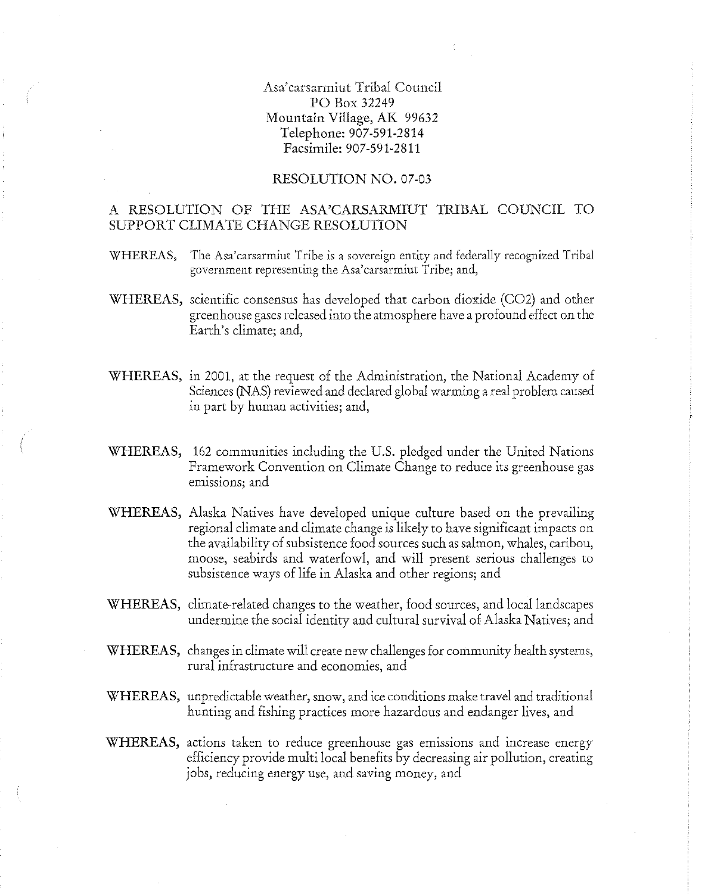Asa'carsarmiut Tribal Council
PO Box 32249
Mountain Village, AK 99632
Telephone: 907-591-2814
Facsimile: 907-591-2811

RESOLUTION NO. 07-03

## A RESOLUTION OF THE ASA'CARSARMIUT TRIBAL COUNCIL TO SUPPORT CLIMATE CHANGE RESOLUTION

WHEREAS, The Asa'carsarmiut Tribe is a sovereign entity and federally recognized Tribal government representing the Asa'carsarmiut Tribe; and,

WHEREAS, scientific consensus has developed that carbon dioxide (CO2) and other greenhouse gases released into the atmosphere have a profound effect on the Earth's climate; and,

WHEREAS, in 2001, at the request of the Administration, the National Academy of Sciences (NAS) reviewed and declared global warming a real problem caused in part by human activities; and,

WHEREAS, 162 communities including the U.S. pledged under the United Nations Framework Convention on Climate Change to reduce its greenhouse gas emissions; and

WHEREAS, Alaska Natives have developed unique culture based on the prevailing regional climate and climate change is likely to have significant impacts on the availability of subsistence food sources such as salmon, whales, caribou, moose, seabirds and waterfowl, and will present serious challenges to subsistence ways of life in Alaska and other regions; and

WHEREAS, climate-related changes to the weather, food sources, and local landscapes undermine the social identity and cultural survival of Alaska Natives; and

WHEREAS, changes in climate will create new challenges for community health systems, rural infrastructure and economies, and

WHEREAS, unpredictable weather, snow, and ice conditions make travel and traditional hunting and fishing practices more hazardous and endanger lives, and

WHEREAS, actions taken to reduce greenhouse gas emissions and increase energy efficiency provide multi local benefits by decreasing air pollution, creating jobs, reducing energy use, and saving money, and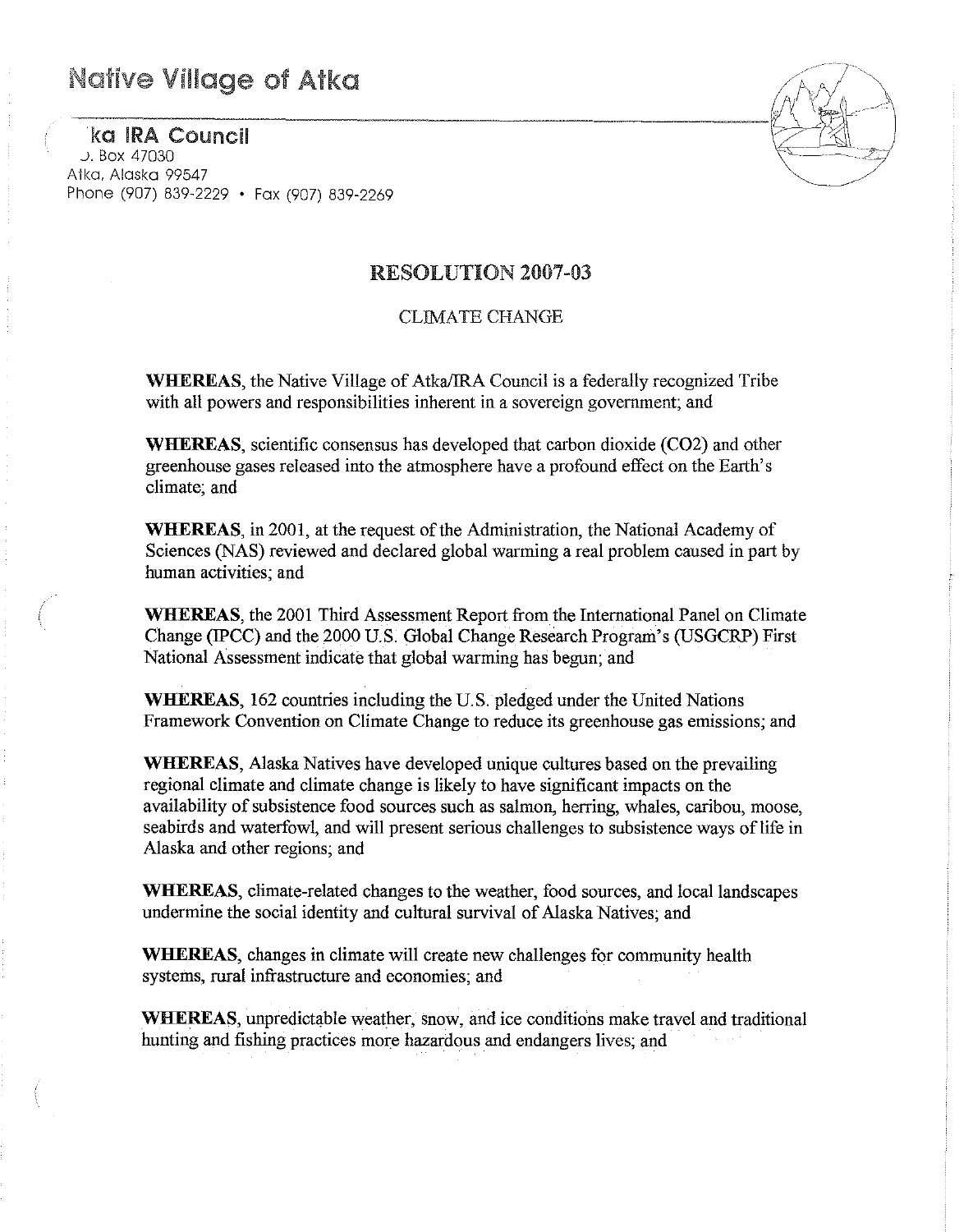# Native Village of Atka

ka IRA Council
. Box 47030
Atka, Alaska 99547
Phone (907) 839-2229 • Fax (907) 839-2269

## RESOLUTION 2007-03

CLIMATE CHANGE

**WHEREAS**, the Native Village of Atka/IRA Council is a federally recognized Tribe with all powers and responsibilities inherent in a sovereign government; and

**WHEREAS**, scientific consensus has developed that carbon dioxide ($CO_2$) and other greenhouse gases released into the atmosphere have a profound effect on the Earth's climate; and

**WHEREAS**, in 2001, at the request of the Administration, the National Academy of Sciences (NAS) reviewed and declared global warming a real problem caused in part by human activities; and

**WHEREAS**, the 2001 Third Assessment Report from the International Panel on Climate Change (IPCC) and the 2000 U.S. Global Change Research Program's (USGCRP) First National Assessment indicate that global warming has begun; and

**WHEREAS**, 162 countries including the U.S. pledged under the United Nations Framework Convention on Climate Change to reduce its greenhouse gas emissions; and

**WHEREAS**, Alaska Natives have developed unique cultures based on the prevailing regional climate and climate change is likely to have significant impacts on the availability of subsistence food sources such as salmon, herring, whales, caribou, moose, seabirds and waterfowl, and will present serious challenges to subsistence ways of life in Alaska and other regions; and

**WHEREAS**, climate-related changes to the weather, food sources, and local landscapes undermine the social identity and cultural survival of Alaska Natives; and

**WHEREAS**, changes in climate will create new challenges for community health systems, rural infrastructure and economies; and

**WHEREAS**, unpredictable weather, snow, and ice conditions make travel and traditional hunting and fishing practices more hazardous and endangers lives; and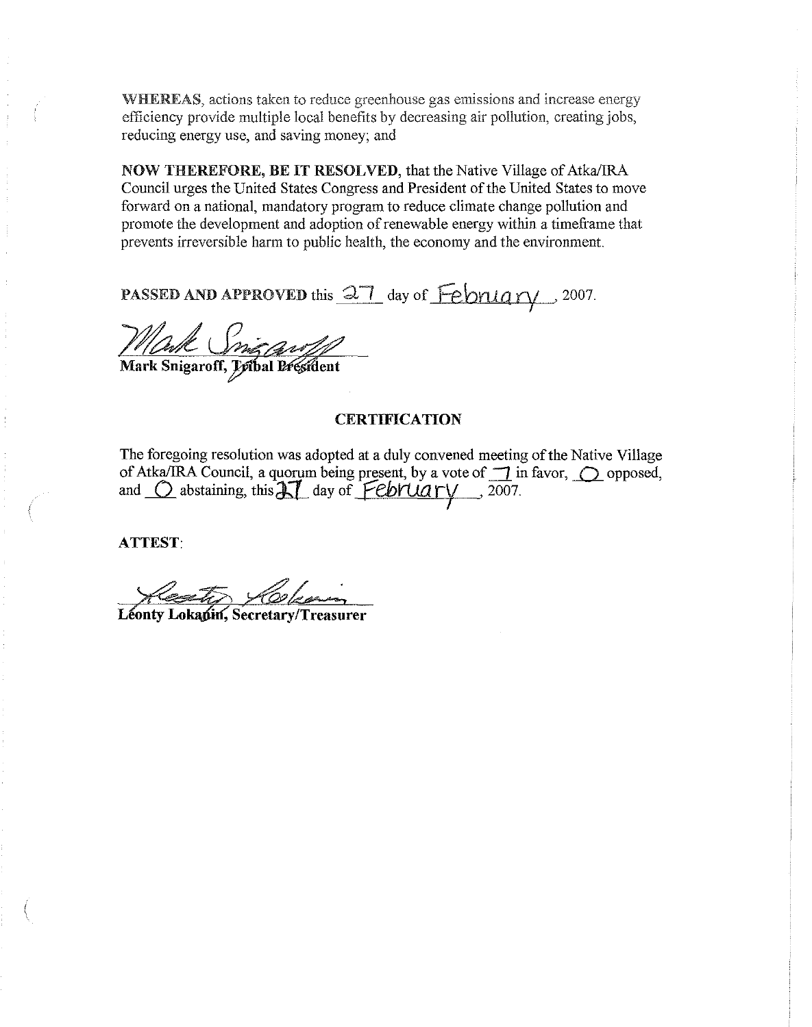**WHEREAS**, actions taken to reduce greenhouse gas emissions and increase energy efficiency provide multiple local benefits by decreasing air pollution, creating jobs, reducing energy use, and saving money; and

**NOW THEREFORE, BE IT RESOLVED**, that the Native Village of Atka/IRA Council urges the United States Congress and President of the United States to move forward on a national, mandatory program to reduce climate change pollution and promote the development and adoption of renewable energy within a timeframe that prevents irreversible harm to public health, the economy and the environment.

**PASSED AND APPROVED** this 27 day of February, 2007.

Mark Snigaroff

**Mark Snigaroff, Tribal President**

## CERTIFICATION

The foregoing resolution was adopted at a duly convened meeting of the Native Village of Atka/IRA Council, a quorum being present, by a vote of 7 in favor, 0 opposed, and 0 abstaining, this 27 day of February, 2007.

**ATTEST**:

Leonty Lokanin

**Léonty Lokanin, Secretary/Treasurer**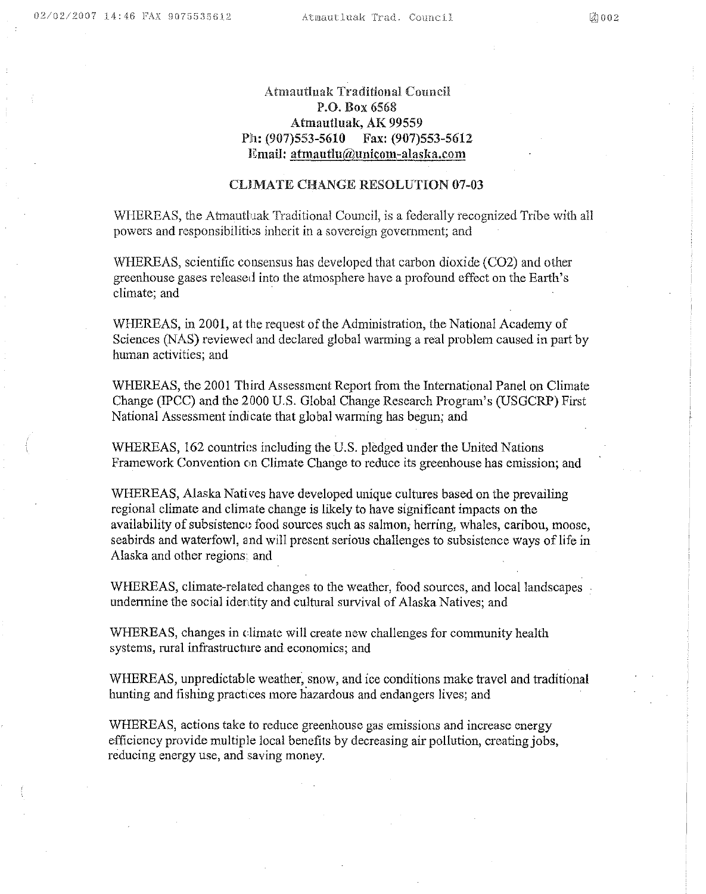**Atmautluak Traditional Council**
**P.O. Box 6568**
**Atmautluak, AK 99559**
**Ph: (907)553-5610 Fax: (907)553-5612**
**Email: atmautlu@unicom-alaska.com**

## CLIMATE CHANGE RESOLUTION 07-03

WHEREAS, the Atmautluak Traditional Council, is a federally recognized Tribe with all powers and responsibilities inherit in a sovereign government; and

WHEREAS, scientific consensus has developed that carbon dioxide ($CO_2$) and other greenhouse gases released into the atmosphere have a profound effect on the Earth's climate; and

WHEREAS, in 2001, at the request of the Administration, the National Academy of Sciences (NAS) reviewed and declared global warming a real problem caused in part by human activities; and

WHEREAS, the 2001 Third Assessment Report from the International Panel on Climate Change (IPCC) and the 2000 U.S. Global Change Research Program's (USGCRP) First National Assessment indicate that global warming has begun; and

WHEREAS, 162 countries including the U.S. pledged under the United Nations Framework Convention on Climate Change to reduce its greenhouse has emission; and

WHEREAS, Alaska Natives have developed unique cultures based on the prevailing regional climate and climate change is likely to have significant impacts on the availability of subsistence food sources such as salmon, herring, whales, caribou, moose, seabirds and waterfowl, and will present serious challenges to subsistence ways of life in Alaska and other regions; and

WHEREAS, climate-related changes to the weather, food sources, and local landscapes undermine the social identity and cultural survival of Alaska Natives; and

WHEREAS, changes in climate will create new challenges for community health systems, rural infrastructure and economics; and

WHEREAS, unpredictable weather, snow, and ice conditions make travel and traditional hunting and fishing practices more hazardous and endangers lives; and

WHEREAS, actions take to reduce greenhouse gas emissions and increase energy efficiency provide multiple local benefits by decreasing air pollution, creating jobs, reducing energy use, and saving money.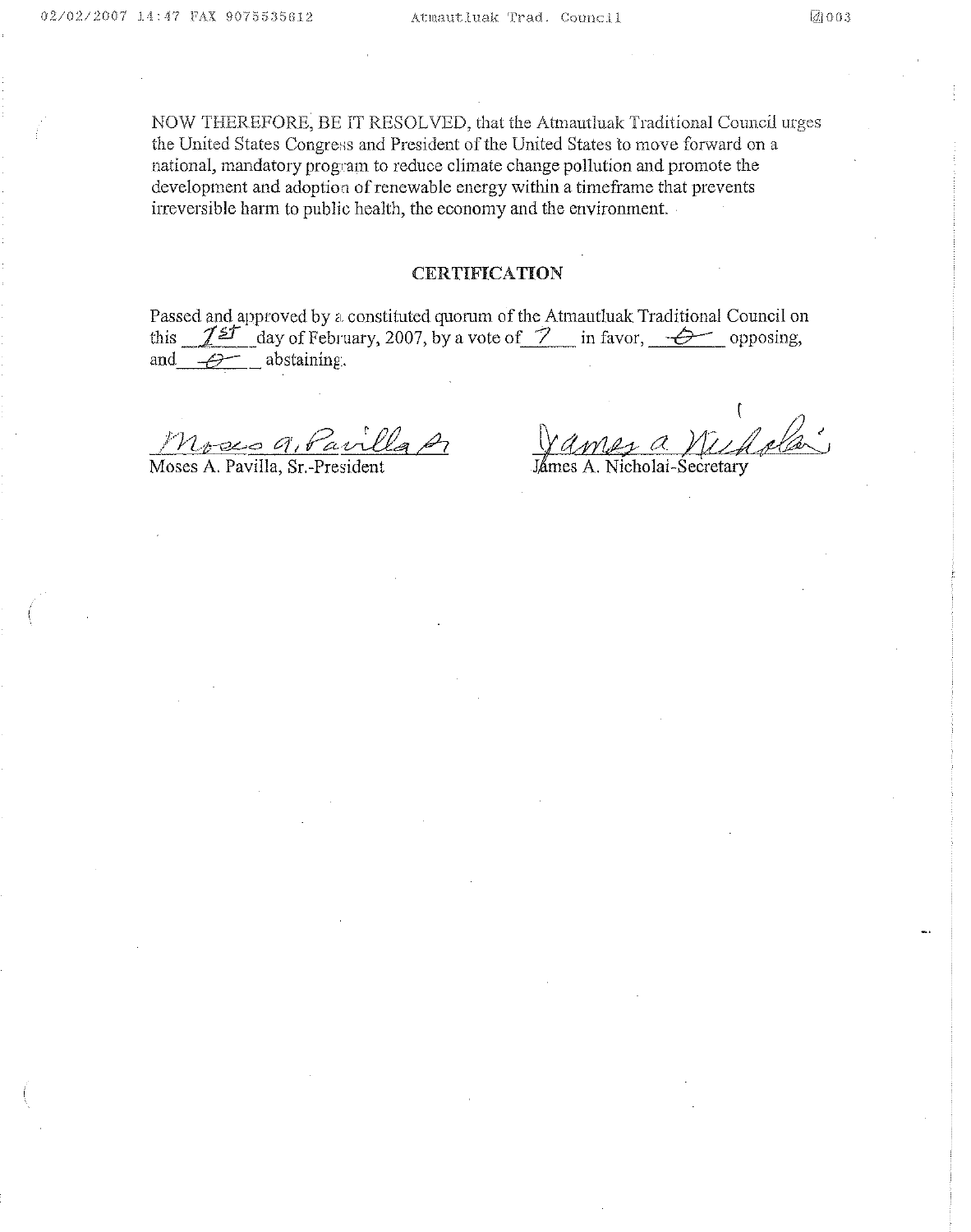NOW THEREFORE, BE IT RESOLVED, that the Atmautluak Traditional Council urges the United States Congress and President of the United States to move forward on a national, mandatory program to reduce climate change pollution and promote the development and adoption of renewable energy within a timeframe that prevents irreversible harm to public health, the economy and the environment.

## CERTIFICATION

Passed and approved by a constituted quorum of the Atmautluak Traditional Council on this 1st day of February, 2007, by a vote of 7 in favor, 0 opposing, and 0 abstaining.

Moses A. Pavilla Sr.
Moses A. Pavilla, Sr.-President

James A. Nicholai
James A. Nicholai-Secretary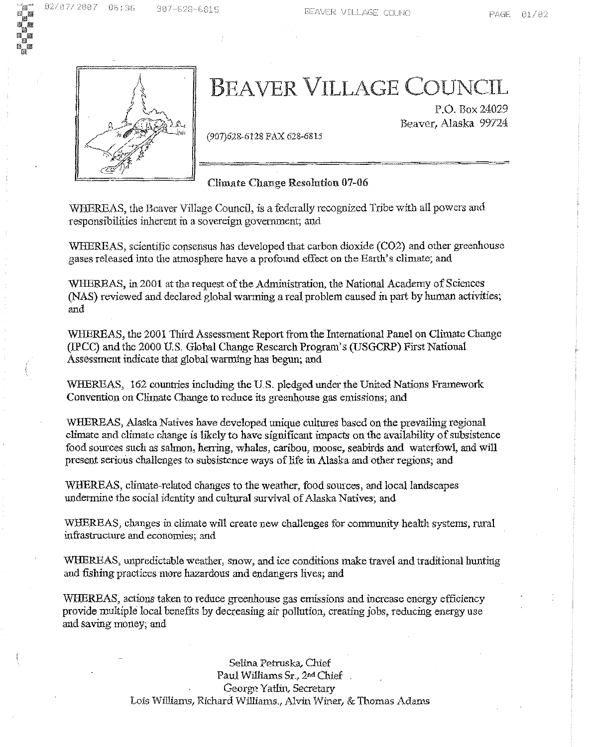# BEAVER VILLAGE COUNCIL

P.O. Box 24029
Beaver, Alaska 99724

(907)628-6128 FAX 628-6815

**Climate Change Resolution 07-06**

WHEREAS, the Beaver Village Council, is a federally recognized Tribe with all powers and responsibilities inherent in a sovereign government; and

WHEREAS, scientific consensus has developed that carbon dioxide ($CO_2$) and other greenhouse gases released into the atmosphere have a profound effect on the Earth's climate; and

WHEREAS, in 2001 at the request of the Administration, the National Academy of Sciences (NAS) reviewed and declared global warming a real problem caused in part by human activities; and

WHEREAS, the 2001 Third Assessment Report from the International Panel on Climate Change (IPCC) and the 2000 U.S. Global Change Research Program's (USGCRP) First National Assessment indicate that global warming has begun; and

WHEREAS, 162 countries including the U.S. pledged under the United Nations Framework Convention on Climate Change to reduce its greenhouse gas emissions; and

WHEREAS, Alaska Natives have developed unique cultures based on the prevailing regional climate and climate change is likely to have significant impacts on the availability of subsistence food sources such as salmon, herring, whales, caribou, moose, seabirds and waterfowl, and will present serious challenges to subsistence ways of life in Alaska and other regions; and

WHEREAS, climate-related changes to the weather, food sources, and local landscapes undermine the social identity and cultural survival of Alaska Natives; and

WHEREAS, changes in climate will create new challenges for community health systems, rural infrastructure and economies; and

WHEREAS, unpredictable weather, snow, and ice conditions make travel and traditional hunting and fishing practices more hazardous and endangers lives; and

WHEREAS, actions taken to reduce greenhouse gas emissions and increase energy efficiency provide multiple local benefits by decreasing air pollution, creating jobs, reducing energy use and saving money; and

Selina Petruska, Chief
Paul Williams Sr., 2nd Chief
George Yatlin, Secretary
Lois Williams, Richard Williams., Alvin Winer, & Thomas Adams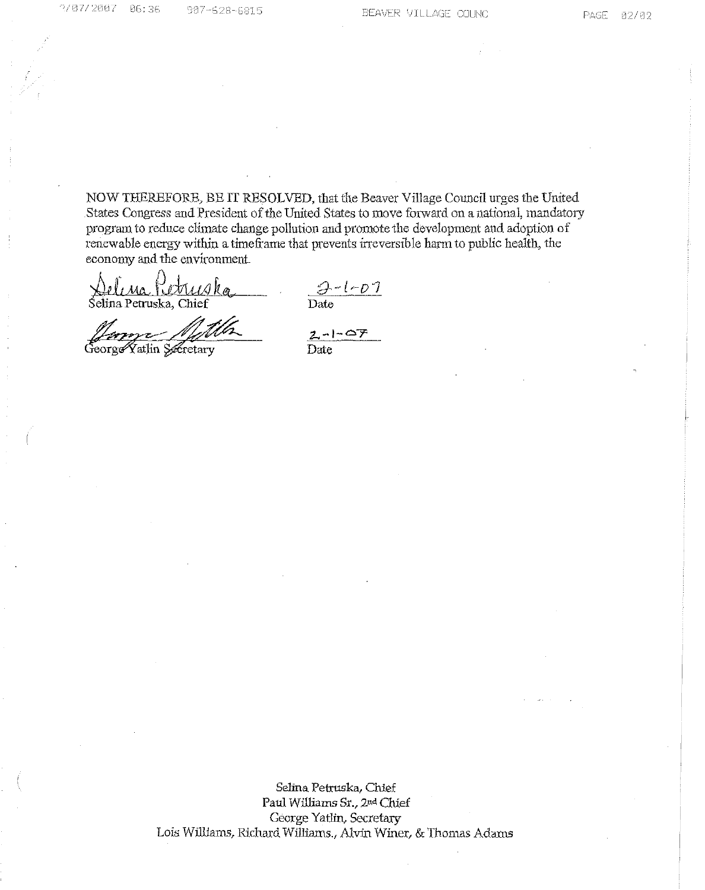NOW THEREFORE, BE IT RESOLVED, that the Beaver Village Council urges the United States Congress and President of the United States to move forward on a national, mandatory program to reduce climate change pollution and promote the development and adoption of renewable energy within a timeframe that prevents irreversible harm to public health, the economy and the environment.

Selina Petruska, Chief — Date: 2-1-07

George Yatlin Secretary — Date: 2-1-07

Selina Petruska, Chief
Paul Williams Sr., 2nd Chief
George Yatlin, Secretary
Lois Williams, Richard Williams., Alvin Winer, & Thomas Adams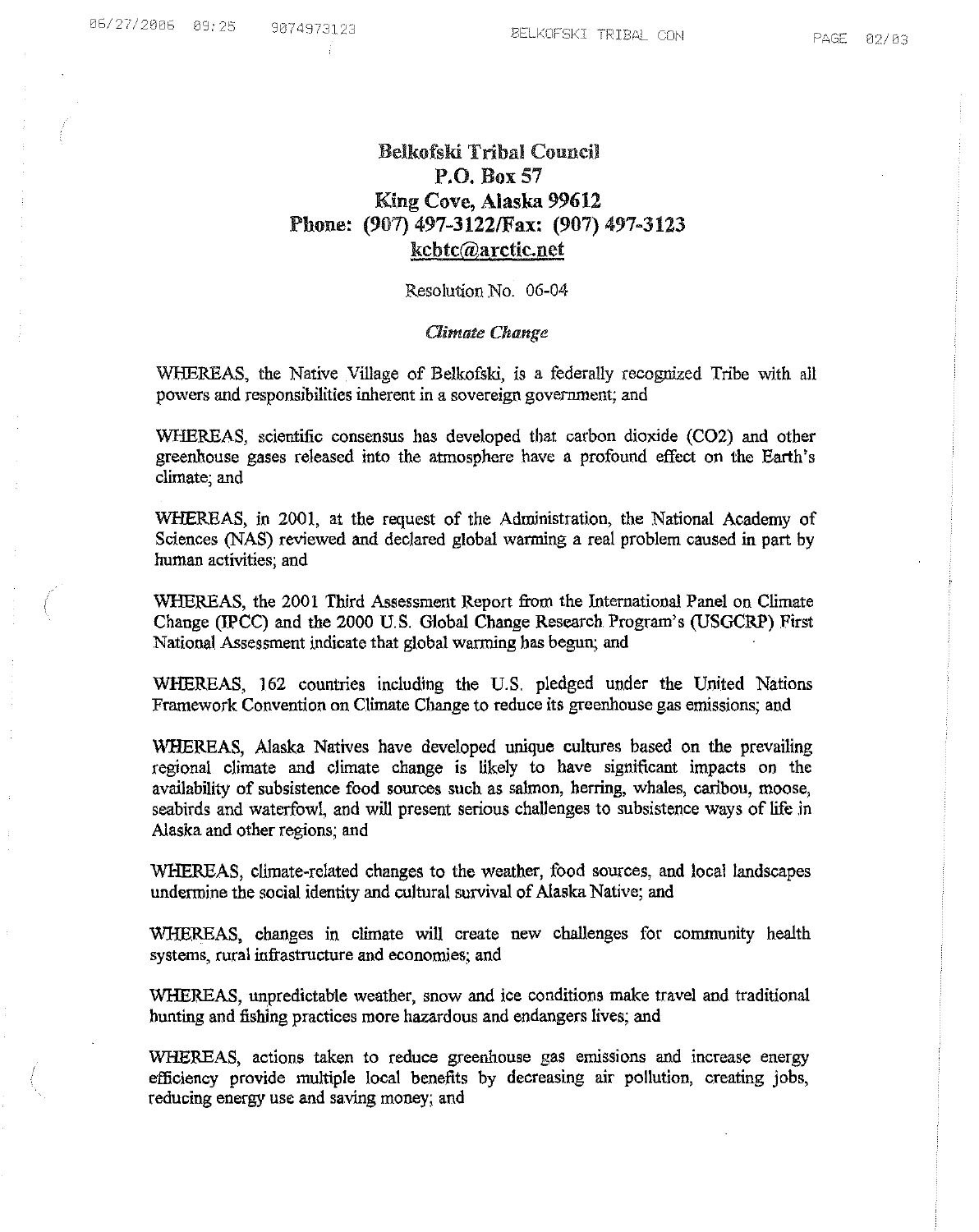**Belkofski Tribal Council**
**P.O. Box 57**
**King Cove, Alaska 99612**
**Phone: (907) 497-3122/Fax: (907) 497-3123**
**kcbtc@arctic.net**

Resolution No. 06-04

*Climate Change*

WHEREAS, the Native Village of Belkofski, is a federally recognized Tribe with all powers and responsibilities inherent in a sovereign government; and

WHEREAS, scientific consensus has developed that carbon dioxide ($CO_2$) and other greenhouse gases released into the atmosphere have a profound effect on the Earth's climate; and

WHEREAS, in 2001, at the request of the Administration, the National Academy of Sciences (NAS) reviewed and declared global warming a real problem caused in part by human activities; and

WHEREAS, the 2001 Third Assessment Report from the International Panel on Climate Change (IPCC) and the 2000 U.S. Global Change Research Program's (USGCRP) First National Assessment indicate that global warming has begun; and

WHEREAS, 162 countries including the U.S. pledged under the United Nations Framework Convention on Climate Change to reduce its greenhouse gas emissions; and

WHEREAS, Alaska Natives have developed unique cultures based on the prevailing regional climate and climate change is likely to have significant impacts on the availability of subsistence food sources such as salmon, herring, whales, caribou, moose, seabirds and waterfowl, and will present serious challenges to subsistence ways of life in Alaska and other regions; and

WHEREAS, climate-related changes to the weather, food sources, and local landscapes undermine the social identity and cultural survival of Alaska Native; and

WHEREAS, changes in climate will create new challenges for community health systems, rural infrastructure and economies; and

WHEREAS, unpredictable weather, snow and ice conditions make travel and traditional hunting and fishing practices more hazardous and endangers lives; and

WHEREAS, actions taken to reduce greenhouse gas emissions and increase energy efficiency provide multiple local benefits by decreasing air pollution, creating jobs, reducing energy use and saving money; and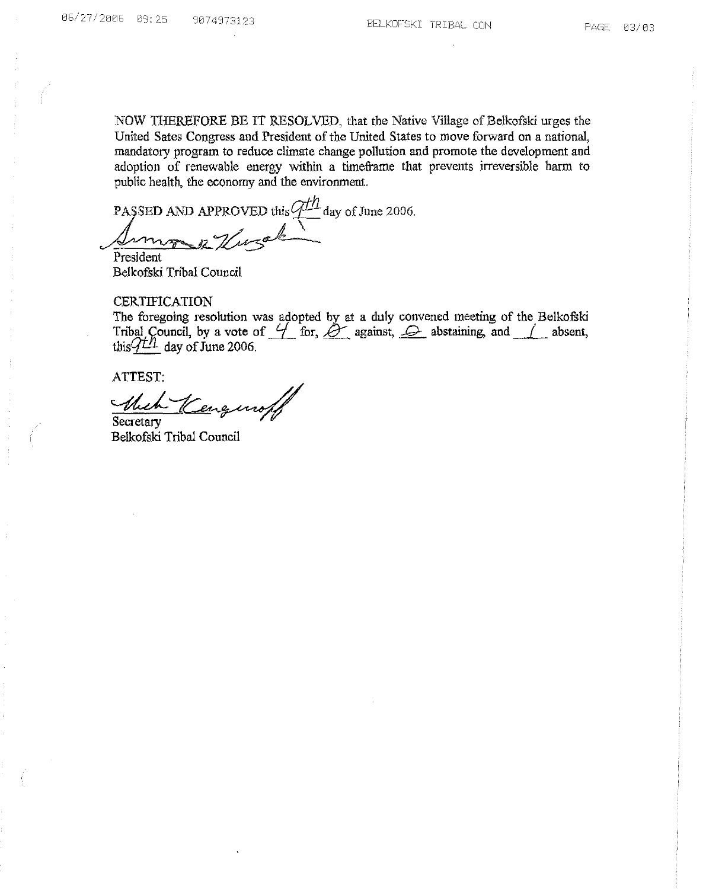NOW THEREFORE BE IT RESOLVED, that the Native Village of Belkofski urges the United Sates Congress and President of the United States to move forward on a national, mandatory program to reduce climate change pollution and promote the development and adoption of renewable energy within a timeframe that prevents irreversible harm to public health, the economy and the environment.

PASSED AND APPROVED this 9th day of June 2006.

President
Belkofski Tribal Council

CERTIFICATION
The foregoing resolution was adopted by at a duly convened meeting of the Belkofski Tribal Council, by a vote of 4 for, 0 against, 0 abstaining, and 1 absent, this 9th day of June 2006.

ATTEST:

Secretary
Belkofski Tribal Council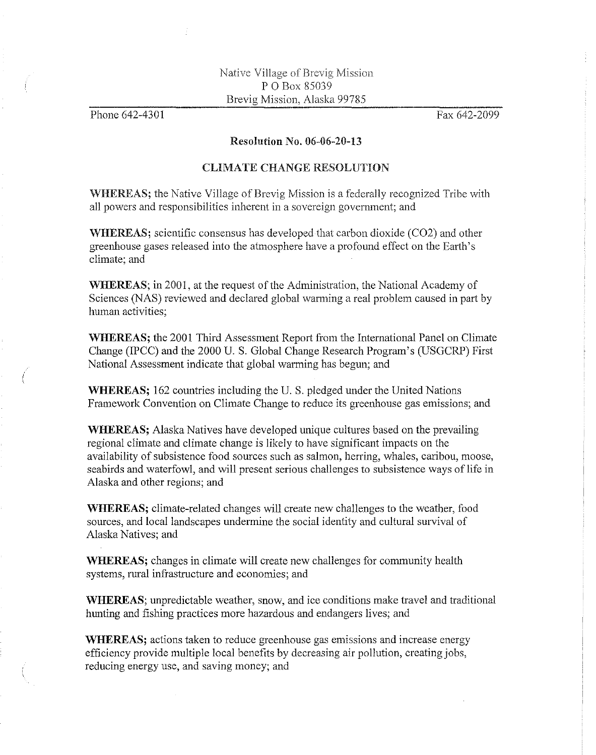Native Village of Brevig Mission
P O Box 85039
Brevig Mission, Alaska 99785

Phone 642-4301 Fax 642-2099

**Resolution No. 06-06-20-13**

**CLIMATE CHANGE RESOLUTION**

**WHEREAS;** the Native Village of Brevig Mission is a federally recognized Tribe with all powers and responsibilities inherent in a sovereign government; and

**WHEREAS;** scientific consensus has developed that carbon dioxide ($CO_2$) and other greenhouse gases released into the atmosphere have a profound effect on the Earth's climate; and

**WHEREAS;** in 2001, at the request of the Administration, the National Academy of Sciences (NAS) reviewed and declared global warming a real problem caused in part by human activities;

**WHEREAS;** the 2001 Third Assessment Report from the International Panel on Climate Change (IPCC) and the 2000 U. S. Global Change Research Program's (USGCRP) First National Assessment indicate that global warming has begun; and

**WHEREAS;** 162 countries including the U. S. pledged under the United Nations Framework Convention on Climate Change to reduce its greenhouse gas emissions; and

**WHEREAS;** Alaska Natives have developed unique cultures based on the prevailing regional climate and climate change is likely to have significant impacts on the availability of subsistence food sources such as salmon, herring, whales, caribou, moose, seabirds and waterfowl, and will present serious challenges to subsistence ways of life in Alaska and other regions; and

**WHEREAS;** climate-related changes will create new challenges to the weather, food sources, and local landscapes undermine the social identity and cultural survival of Alaska Natives; and

**WHEREAS;** changes in climate will create new challenges for community health systems, rural infrastructure and economies; and

**WHEREAS**; unpredictable weather, snow, and ice conditions make travel and traditional hunting and fishing practices more hazardous and endangers lives; and

**WHEREAS;** actions taken to reduce greenhouse gas emissions and increase energy efficiency provide multiple local benefits by decreasing air pollution, creating jobs, reducing energy use, and saving money; and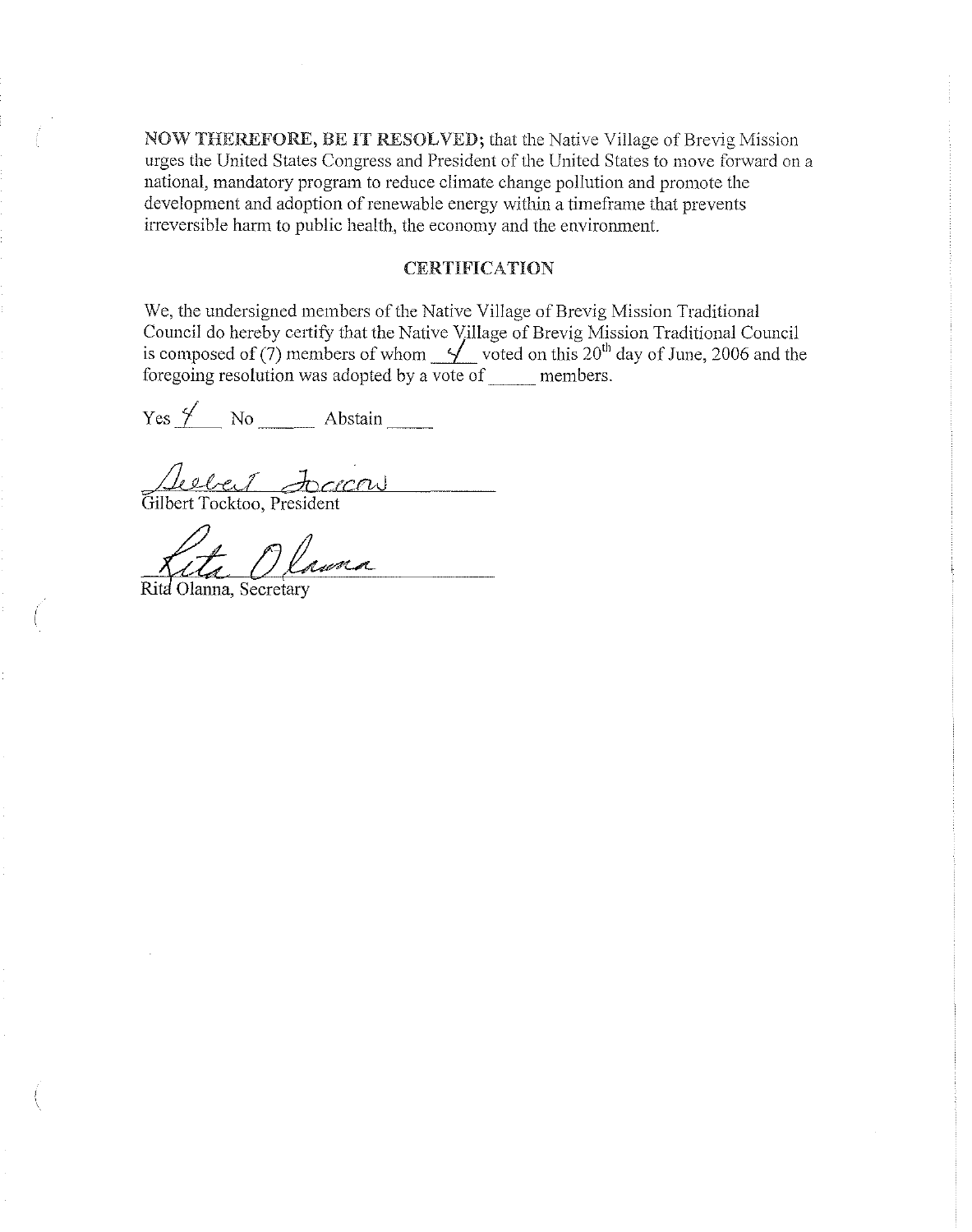**NOW THEREFORE, BE IT RESOLVED;** that the Native Village of Brevig Mission urges the United States Congress and President of the United States to move forward on a national, mandatory program to reduce climate change pollution and promote the development and adoption of renewable energy within a timeframe that prevents irreversible harm to public health, the economy and the environment.

## CERTIFICATION

We, the undersigned members of the Native Village of Brevig Mission Traditional Council do hereby certify that the Native Village of Brevig Mission Traditional Council is composed of (7) members of whom 4 voted on this 20th day of June, 2006 and the foregoing resolution was adopted by a vote of \_\_\_\_\_ members.

Yes 4 No \_\_\_\_\_ Abstain \_\_\_\_\_

Gilbert Tocktoo, President

Rita Olanna, Secretary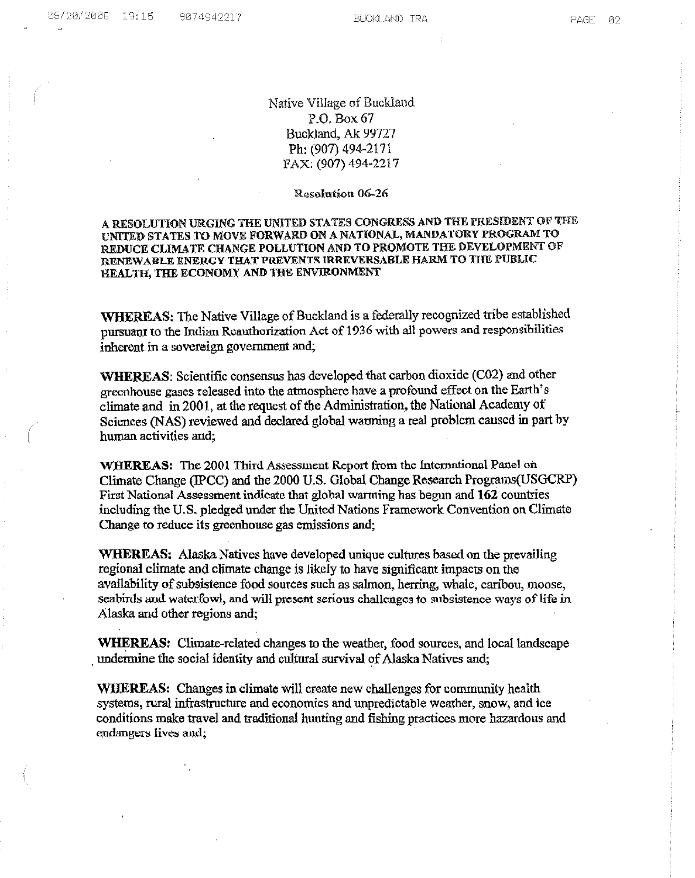Native Village of Buckland
P.O. Box 67
Buckland, Ak 99727
Ph: (907) 494-2171
FAX: (907) 494-2217

**Resolution 06-26**

**A RESOLUTION URGING THE UNITED STATES CONGRESS AND THE PRESIDENT OF THE UNITED STATES TO MOVE FORWARD ON A NATIONAL, MANDATORY PROGRAM TO REDUCE CLIMATE CHANGE POLLUTION AND TO PROMOTE THE DEVELOPMENT OF RENEWABLE ENERGY THAT PREVENTS IRREVERSABLE HARM TO THE PUBLIC HEALTH, THE ECONOMY AND THE ENVIRONMENT**

**WHEREAS:** The Native Village of Buckland is a federally recognized tribe established pursuant to the Indian Reauthorization Act of 1936 with all powers and responsibilities inherent in a sovereign government and;

**WHEREAS**: Scientific consensus has developed that carbon dioxide (C02) and other greenhouse gases released into the atmosphere have a profound effect on the Earth's climate and in 2001, at the request of the Administration, the National Academy of Sciences (NAS) reviewed and declared global warming a real problem caused in part by human activities and;

**WHEREAS:** The 2001 Third Assessment Report from the International Panel on Climate Change (IPCC) and the 2000 U.S. Global Change Research Programs(USGCRP) First National Assessment indicate that global warming has begun and **162** countries including the U.S. pledged under the United Nations Framework Convention on Climate Change to reduce its greenhouse gas emissions and;

**WHEREAS:** Alaska Natives have developed unique cultures based on the prevailing regional climate and climate change is likely to have significant impacts on the availability of subsistence food sources such as salmon, herring, whale, caribou, moose, seabirds and waterfowl, and will present serious challenges to subsistence ways of life in Alaska and other regions and;

**WHEREAS:** Climate-related changes to the weather, food sources, and local landscape undermine the social identity and cultural survival of Alaska Natives and;

**WHEREAS:** Changes in climate will create new challenges for community health systems, rural infrastructure and economics and unpredictable weather, snow, and ice conditions make travel and traditional hunting and fishing practices more hazardous and endangers lives and;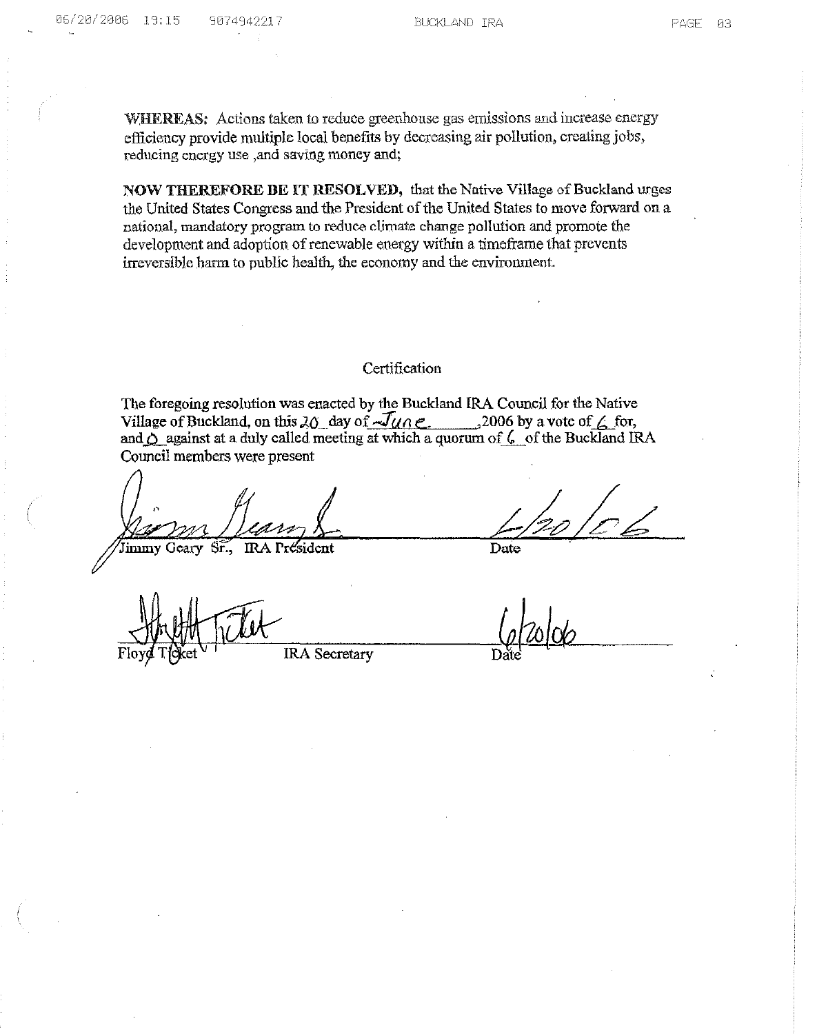**WHEREAS:** Actions taken to reduce greenhouse gas emissions and increase energy efficiency provide multiple local benefits by decreasing air pollution, creating jobs, reducing energy use ,and saving money and;

**NOW THEREFORE BE IT RESOLVED,** that the Native Village of Buckland urges the United States Congress and the President of the United States to move forward on a national, mandatory program to reduce climate change pollution and promote the development and adoption of renewable energy within a timeframe that prevents irreversible harm to public health, the economy and the environment.

Certification

The foregoing resolution was enacted by the Buckland IRA Council for the Native Village of Buckland, on this 20 day of June ,2006 by a vote of 6 for, and 0 against at a duly called meeting at which a quorum of 6 of the Buckland IRA Council members were present

Jimmy Geary Sr., IRA President — Date: 6/20/06

Floyd Ticket IRA Secretary — Date: 6/20/06